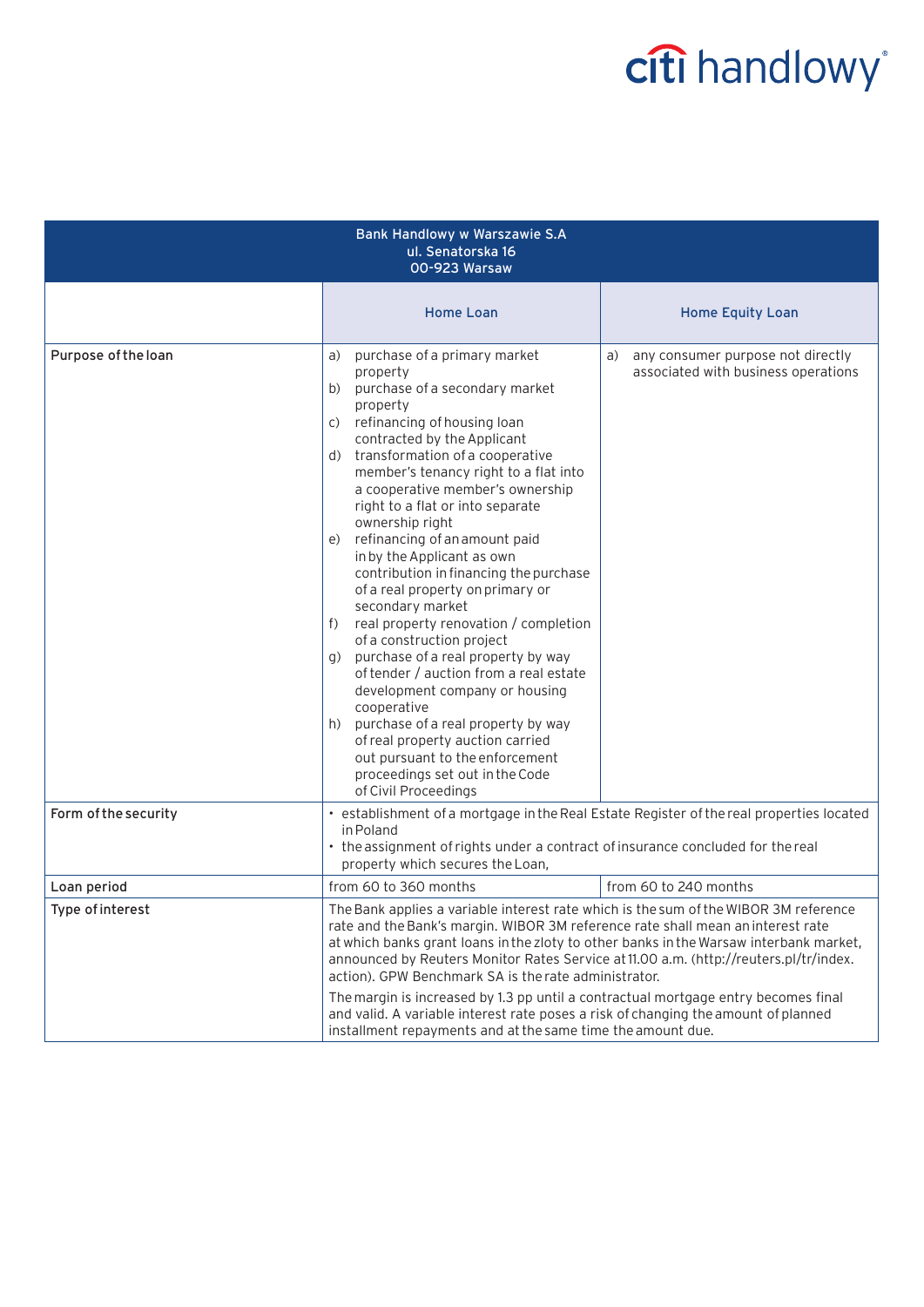| Bank Handlowy w Warszawie S.A<br>ul. Senatorska 16<br>00-923 Warsaw | | |
|---|---|---|
| | **Home Loan** | **Home Equity Loan** |
| Purpose of the loan | a) purchase of a primary market property<br>b) purchase of a secondary market property<br>c) refinancing of housing loan contracted by the Applicant<br>d) transformation of a cooperative member's tenancy right to a flat into a cooperative member's ownership right to a flat or into separate ownership right<br>e) refinancing of an amount paid in by the Applicant as own contribution in financing the purchase of a real property on primary or secondary market<br>f) real property renovation / completion of a construction project<br>g) purchase of a real property by way of tender / auction from a real estate development company or housing cooperative<br>h) purchase of a real property by way of real property auction carried out pursuant to the enforcement proceedings set out in the Code of Civil Proceedings | a) any consumer purpose not directly associated with business operations |
| Form of the security | • establishment of a mortgage in the Real Estate Register of the real properties located in Poland<br>• the assignment of rights under a contract of insurance concluded for the real property which secures the Loan, | |
| Loan period | from 60 to 360 months | from 60 to 240 months |
| Type of interest | The Bank applies a variable interest rate which is the sum of the WIBOR 3M reference rate and the Bank's margin. WIBOR 3M reference rate shall mean an interest rate at which banks grant loans in the zloty to other banks in the Warsaw interbank market, announced by Reuters Monitor Rates Service at 11.00 a.m. (http://reuters.pl/tr/index.action). GPW Benchmark SA is the rate administrator.<br>The margin is increased by 1.3 pp until a contractual mortgage entry becomes final and valid. A variable interest rate poses a risk of changing the amount of planned installment repayments and at the same time the amount due. | |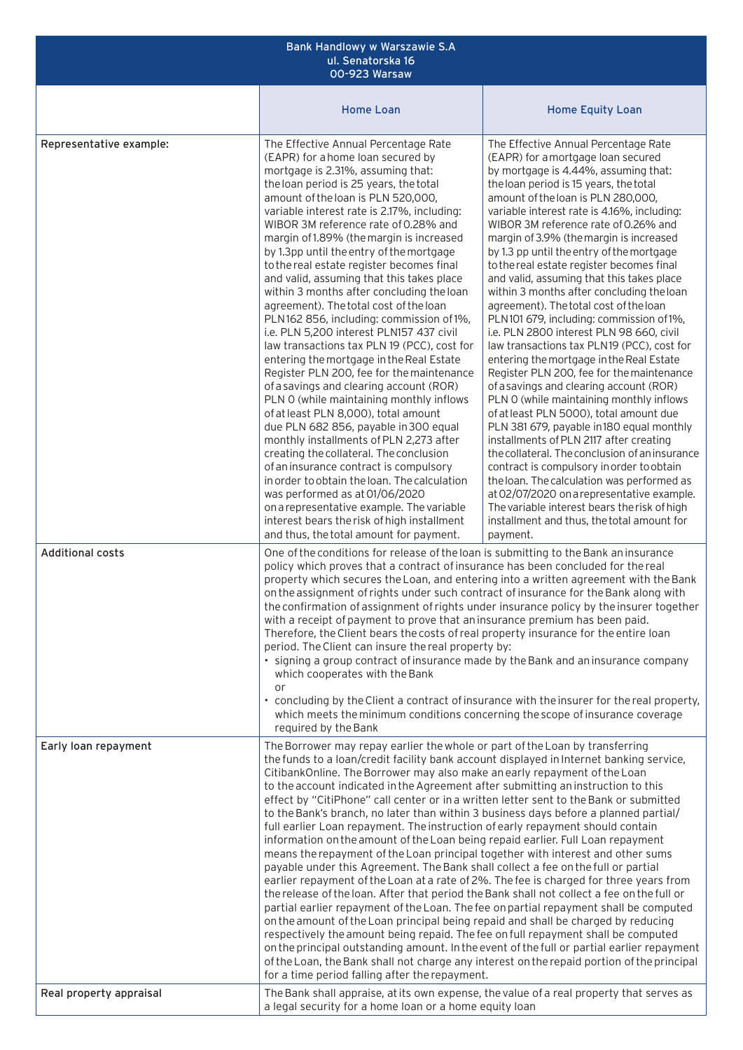| Bank Handlowy w Warszawie S.A<br>ul. Senatorska 16<br>00-923 Warsaw | | |
|---|---|---|
| | **Home Loan** | **Home Equity Loan** |
| Representative example: | The Effective Annual Percentage Rate (EAPR) for a home loan secured by mortgage is 2.31%, assuming that: the loan period is 25 years, the total amount of the loan is PLN 520,000, variable interest rate is 2.17%, including: WIBOR 3M reference rate of 0.28% and margin of 1.89% (the margin is increased by 1.3pp until the entry of the mortgage to the real estate register becomes final and valid, assuming that this takes place within 3 months after concluding the loan agreement). The total cost of the loan PLN 162 856, including: commission of 1%, i.e. PLN 5,200 interest PLN157 437 civil law transactions tax PLN 19 (PCC), cost for entering the mortgage in the Real Estate Register PLN 200, fee for the maintenance of a savings and clearing account (ROR) PLN 0 (while maintaining monthly inflows of at least PLN 8,000), total amount due PLN 682 856, payable in 300 equal monthly installments of PLN 2,273 after creating the collateral. The conclusion of an insurance contract is compulsory in order to obtain the loan. The calculation was performed as at 01/06/2020 on a representative example. The variable interest bears the risk of high installment and thus, the total amount for payment. | The Effective Annual Percentage Rate (EAPR) for a mortgage loan secured by mortgage is 4.44%, assuming that: the loan period is 15 years, the total amount of the loan is PLN 280,000, variable interest rate is 4.16%, including: WIBOR 3M reference rate of 0.26% and margin of 3.9% (the margin is increased by 1.3 pp until the entry of the mortgage to the real estate register becomes final and valid, assuming that this takes place within 3 months after concluding the loan agreement). The total cost of the loan PLN101 679, including: commission of 1%, i.e. PLN 2800 interest PLN 98 660, civil law transactions tax PLN19 (PCC), cost for entering the mortgage in the Real Estate Register PLN 200, fee for the maintenance of a savings and clearing account (ROR) PLN 0 (while maintaining monthly inflows of at least PLN 5000), total amount due PLN 381 679, payable in 180 equal monthly installments of PLN 2117 after creating the collateral. The conclusion of an insurance contract is compulsory in order to obtain the loan. The calculation was performed as at 02/07/2020 on a representative example. The variable interest bears the risk of high installment and thus, the total amount for payment. |
| Additional costs | One of the conditions for release of the loan is submitting to the Bank an insurance policy which proves that a contract of insurance has been concluded for the real property which secures the Loan, and entering into a written agreement with the Bank on the assignment of rights under such contract of insurance for the Bank along with the confirmation of assignment of rights under insurance policy by the insurer together with a receipt of payment to prove that an insurance premium has been paid. Therefore, the Client bears the costs of real property insurance for the entire loan period. The Client can insure the real property by:<br>• signing a group contract of insurance made by the Bank and an insurance company which cooperates with the Bank<br>or<br>• concluding by the Client a contract of insurance with the insurer for the real property, which meets the minimum conditions concerning the scope of insurance coverage required by the Bank | |
| Early loan repayment | The Borrower may repay earlier the whole or part of the Loan by transferring the funds to a loan/credit facility bank account displayed in Internet banking service, CitibankOnline. The Borrower may also make an early repayment of the Loan to the account indicated in the Agreement after submitting an instruction to this effect by "CitiPhone" call center or in a written letter sent to the Bank or submitted to the Bank's branch, no later than within 3 business days before a planned partial/ full earlier Loan repayment. The instruction of early repayment should contain information on the amount of the Loan being repaid earlier. Full Loan repayment means the repayment of the Loan principal together with interest and other sums payable under this Agreement. The Bank shall collect a fee on the full or partial earlier repayment of the Loan at a rate of 2%. The fee is charged for three years from the release of the loan. After that period the Bank shall not collect a fee on the full or partial earlier repayment of the Loan. The fee on partial repayment shall be computed on the amount of the Loan principal being repaid and shall be charged by reducing respectively the amount being repaid. The fee on full repayment shall be computed on the principal outstanding amount. In the event of the full or partial earlier repayment of the Loan, the Bank shall not charge any interest on the repaid portion of the principal for a time period falling after the repayment. | |
| Real property appraisal | The Bank shall appraise, at its own expense, the value of a real property that serves as a legal security for a home loan or a home equity loan | |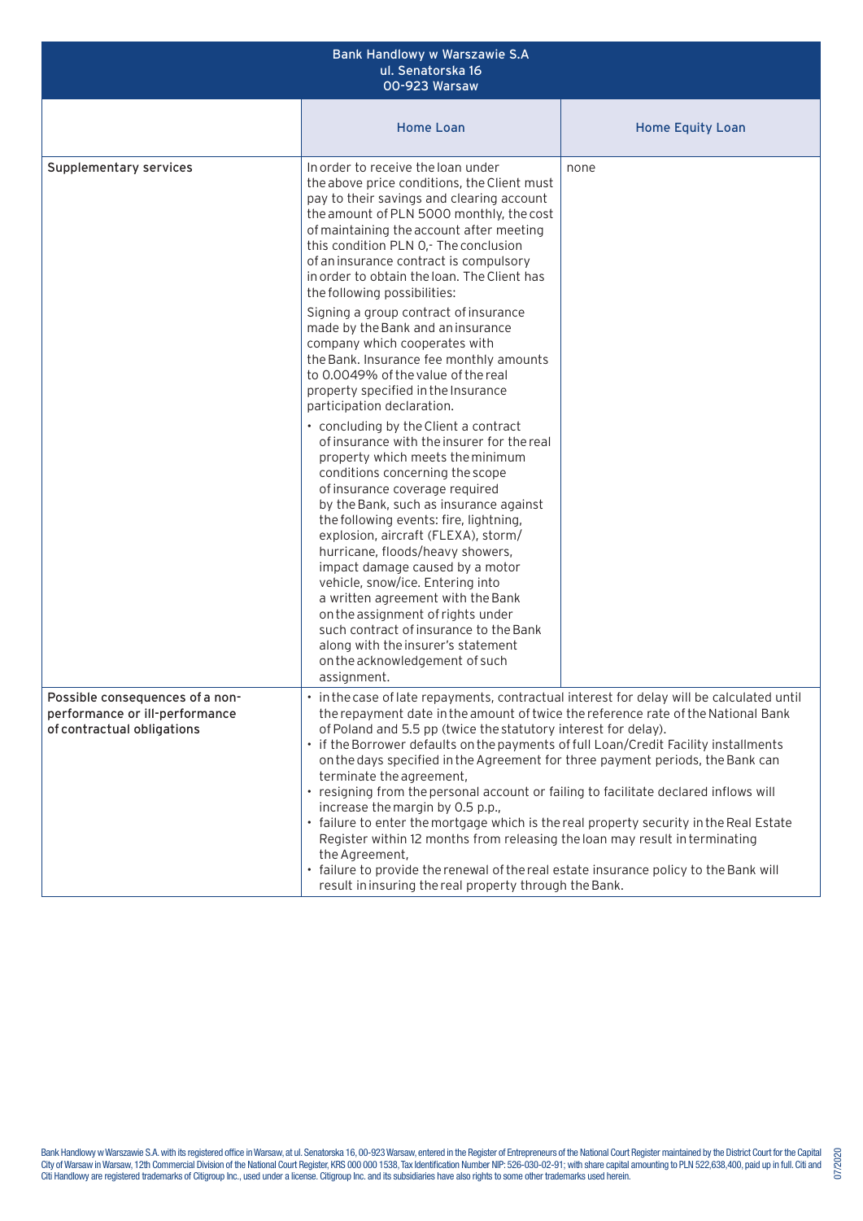Bank Handlowy w Warszawie S.A
ul. Senatorska 16
00-923 Warsaw

| | Home Loan | Home Equity Loan |
|---|---|---|
| Supplementary services | In order to receive the loan under the above price conditions, the Client must pay to their savings and clearing account the amount of PLN 5000 monthly, the cost of maintaining the account after meeting this condition PLN 0,- The conclusion of an insurance contract is compulsory in order to obtain the loan. The Client has the following possibilities:<br><br>Signing a group contract of insurance made by the Bank and an insurance company which cooperates with the Bank. Insurance fee monthly amounts to 0.0049% of the value of the real property specified in the Insurance participation declaration.<br><br>• concluding by the Client a contract of insurance with the insurer for the real property which meets the minimum conditions concerning the scope of insurance coverage required by the Bank, such as insurance against the following events: fire, lightning, explosion, aircraft (FLEXA), storm/hurricane, floods/heavy showers, impact damage caused by a motor vehicle, snow/ice. Entering into a written agreement with the Bank on the assignment of rights under such contract of insurance to the Bank along with the insurer's statement on the acknowledgement of such assignment. | none |
| Possible consequences of a non-performance or ill-performance of contractual obligations | • in the case of late repayments, contractual interest for delay will be calculated until the repayment date in the amount of twice the reference rate of the National Bank of Poland and 5.5 pp (twice the statutory interest for delay).<br>• if the Borrower defaults on the payments of full Loan/Credit Facility installments on the days specified in the Agreement for three payment periods, the Bank can terminate the agreement,<br>• resigning from the personal account or failing to facilitate declared inflows will increase the margin by 0.5 p.p.,<br>• failure to enter the mortgage which is the real property security in the Real Estate Register within 12 months from releasing the loan may result in terminating the Agreement,<br>• failure to provide the renewal of the real estate insurance policy to the Bank will result in insuring the real property through the Bank. | |

Bank Handlowy w Warszawie S.A. with its registered office in Warsaw, at ul. Senatorska 16, 00-923 Warsaw, entered in the Register of Entrepreneurs of the National Court Register maintained by the District Court for the Capital City of Warsaw in Warsaw, 12th Commercial Division of the National Court Register, KRS 000 000 1538, Tax Identification Number NIP: 526-030-02-91; with share capital amounting to PLN 522,638,400, paid up in full. Citi and Citi Handlowy are registered trademarks of Citigroup Inc., used under a license. Citigroup Inc. and its subsidiaries have also rights to some other trademarks used herein.

07/2020